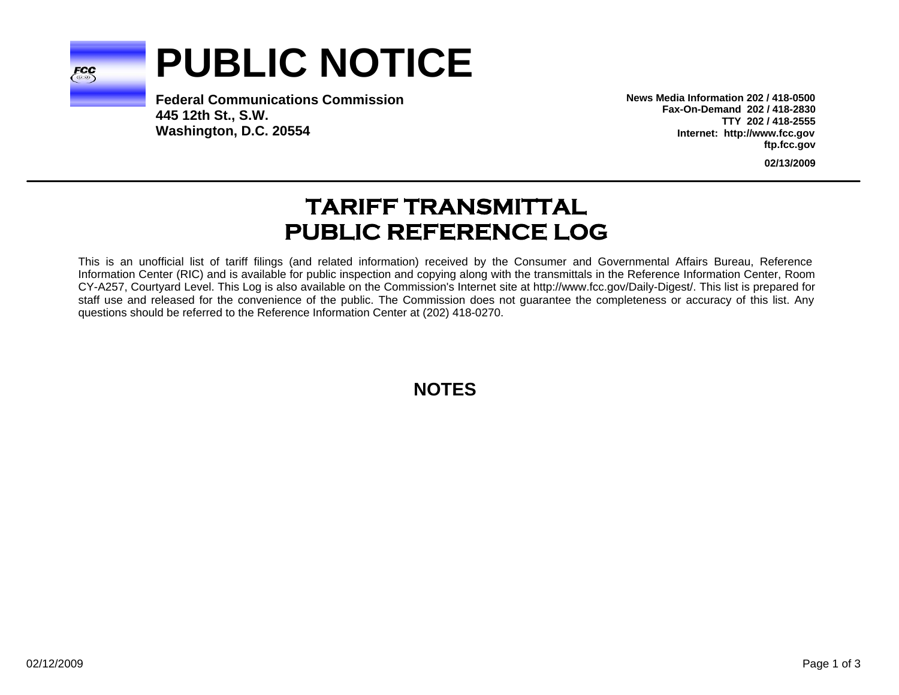# PUBLIC NOTICE

**Federal Communications Commission**
**445 12th St., S.W.**
**Washington, D.C. 20554**

**News Media Information 202 / 418-0500**
**Fax-On-Demand 202 / 418-2830**
**TTY 202 / 418-2555**
**Internet: http://www.fcc.gov**
**ftp.fcc.gov**

**02/13/2009**

## TARIFF TRANSMITTAL PUBLIC REFERENCE LOG

This is an unofficial list of tariff filings (and related information) received by the Consumer and Governmental Affairs Bureau, Reference Information Center (RIC) and is available for public inspection and copying along with the transmittals in the Reference Information Center, Room CY-A257, Courtyard Level. This Log is also available on the Commission's Internet site at http://www.fcc.gov/Daily-Digest/. This list is prepared for staff use and released for the convenience of the public. The Commission does not guarantee the completeness or accuracy of this list. Any questions should be referred to the Reference Information Center at (202) 418-0270.

## NOTES

02/12/2009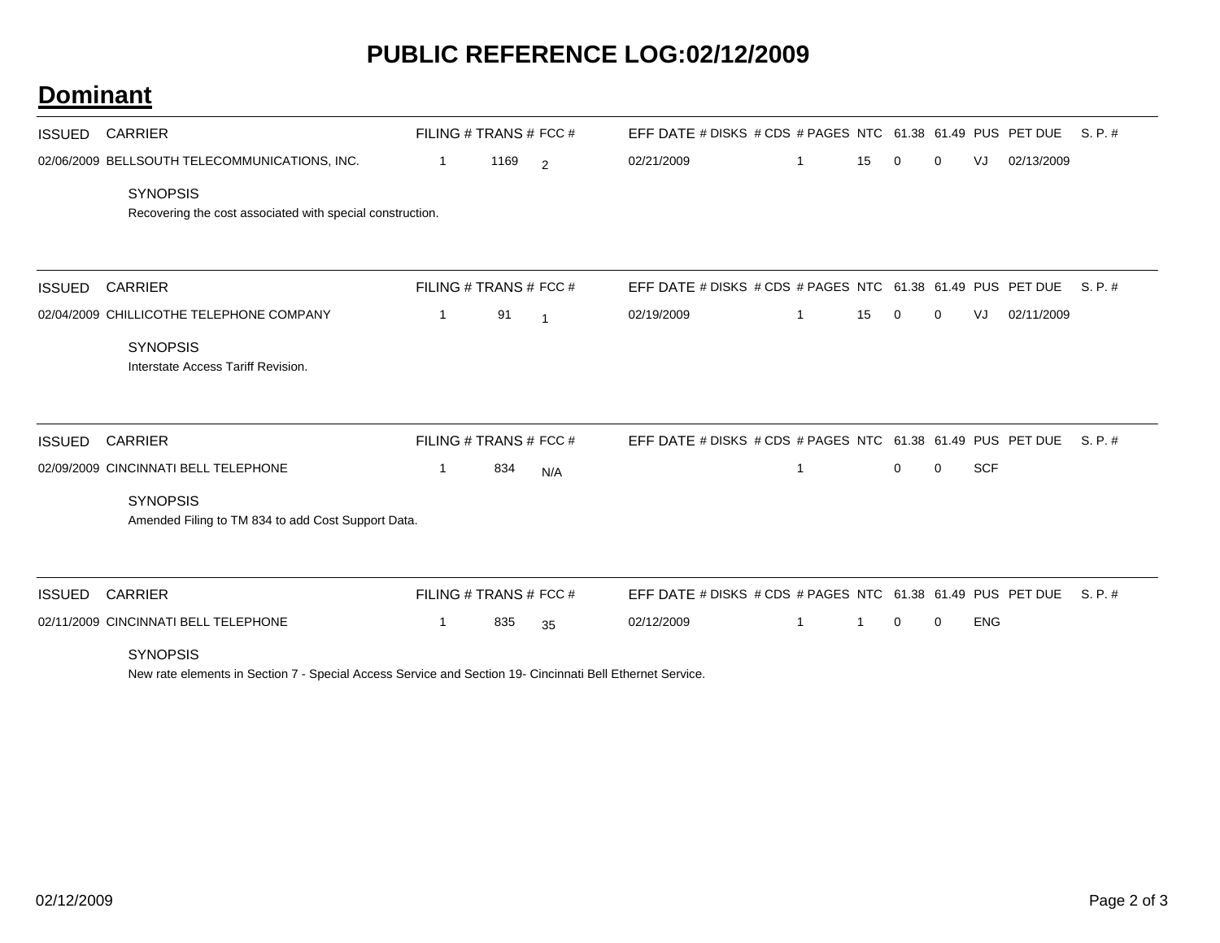# PUBLIC REFERENCE LOG:02/12/2009

## Dominant

| ISSUED | CARRIER | FILING # | TRANS # | FCC # | EFF DATE | # DISKS | # CDS | # PAGES | NTC | 61.38 | 61.49 | PUS | PET DUE | S. P. # |
|---|---|---|---|---|---|---|---|---|---|---|---|---|---|---|
| 02/06/2009 | BELLSOUTH TELECOMMUNICATIONS, INC. | 1 | 1169 | 2 | 02/21/2009 | | 1 | | 15 | 0 | 0 | VJ | 02/13/2009 | |

SYNOPSIS

Recovering the cost associated with special construction.

| ISSUED | CARRIER | FILING # | TRANS # | FCC # | EFF DATE | # DISKS | # CDS | # PAGES | NTC | 61.38 | 61.49 | PUS | PET DUE | S. P. # |
|---|---|---|---|---|---|---|---|---|---|---|---|---|---|---|
| 02/04/2009 | CHILLICOTHE TELEPHONE COMPANY | 1 | 91 | 1 | 02/19/2009 | | 1 | | 15 | 0 | 0 | VJ | 02/11/2009 | |

SYNOPSIS

Interstate Access Tariff Revision.

| ISSUED | CARRIER | FILING # | TRANS # | FCC # | EFF DATE | # DISKS | # CDS | # PAGES | NTC | 61.38 | 61.49 | PUS | PET DUE | S. P. # |
|---|---|---|---|---|---|---|---|---|---|---|---|---|---|---|
| 02/09/2009 | CINCINNATI BELL TELEPHONE | 1 | 834 | N/A | | | 1 | | | 0 | 0 | SCF | | |

SYNOPSIS

Amended Filing to TM 834 to add Cost Support Data.

| ISSUED | CARRIER | FILING # | TRANS # | FCC # | EFF DATE | # DISKS | # CDS | # PAGES | NTC | 61.38 | 61.49 | PUS | PET DUE | S. P. # |
|---|---|---|---|---|---|---|---|---|---|---|---|---|---|---|
| 02/11/2009 | CINCINNATI BELL TELEPHONE | 1 | 835 | 35 | 02/12/2009 | | 1 | | 1 | 0 | 0 | ENG | | |

SYNOPSIS

New rate elements in Section 7 - Special Access Service and Section 19- Cincinnati Bell Ethernet Service.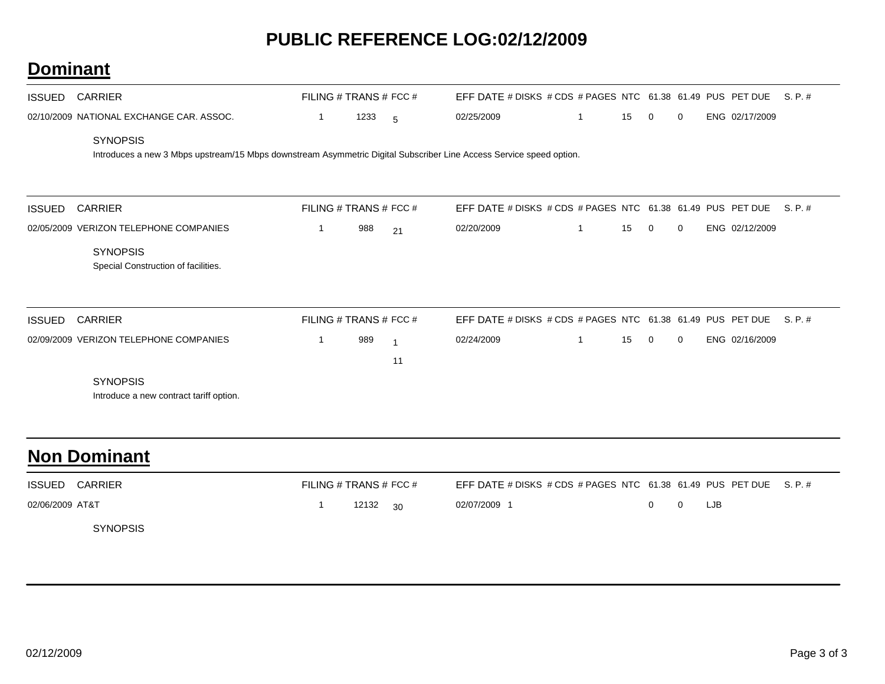# PUBLIC REFERENCE LOG:02/12/2009

## Dominant

| ISSUED | CARRIER | FILING # | TRANS # | FCC # | EFF DATE | # DISKS | # CDS | # PAGES | NTC | 61.38 | 61.49 | PUS | PET DUE | S. P. # |
|---|---|---|---|---|---|---|---|---|---|---|---|---|---|---|
| 02/10/2009 | NATIONAL EXCHANGE CAR. ASSOC. | 1 | 1233 | 5 | 02/25/2009 | | | 1 | 15 | 0 | 0 | ENG | 02/17/2009 | |

SYNOPSIS

Introduces a new 3 Mbps upstream/15 Mbps downstream Asymmetric Digital Subscriber Line Access Service speed option.

| ISSUED | CARRIER | FILING # | TRANS # | FCC # | EFF DATE | # DISKS | # CDS | # PAGES | NTC | 61.38 | 61.49 | PUS | PET DUE | S. P. # |
|---|---|---|---|---|---|---|---|---|---|---|---|---|---|---|
| 02/05/2009 | VERIZON TELEPHONE COMPANIES | 1 | 988 | 21 | 02/20/2009 | | | 1 | 15 | 0 | 0 | ENG | 02/12/2009 | |

SYNOPSIS

Special Construction of facilities.

| ISSUED | CARRIER | FILING # | TRANS # | FCC # | EFF DATE | # DISKS | # CDS | # PAGES | NTC | 61.38 | 61.49 | PUS | PET DUE | S. P. # |
|---|---|---|---|---|---|---|---|---|---|---|---|---|---|---|
| 02/09/2009 | VERIZON TELEPHONE COMPANIES | 1 | 989 | 1<br>11 | 02/24/2009 | | | 1 | 15 | 0 | 0 | ENG | 02/16/2009 | |

SYNOPSIS

Introduce a new contract tariff option.

## Non Dominant

| ISSUED | CARRIER | FILING # | TRANS # | FCC # | EFF DATE | # DISKS | # CDS | # PAGES | NTC | 61.38 | 61.49 | PUS | PET DUE | S. P. # |
|---|---|---|---|---|---|---|---|---|---|---|---|---|---|---|
| 02/06/2009 | AT&T | 1 | 12132 | 30 | 02/07/2009 | 1 | | | | 0 | 0 | LJB | | |

SYNOPSIS